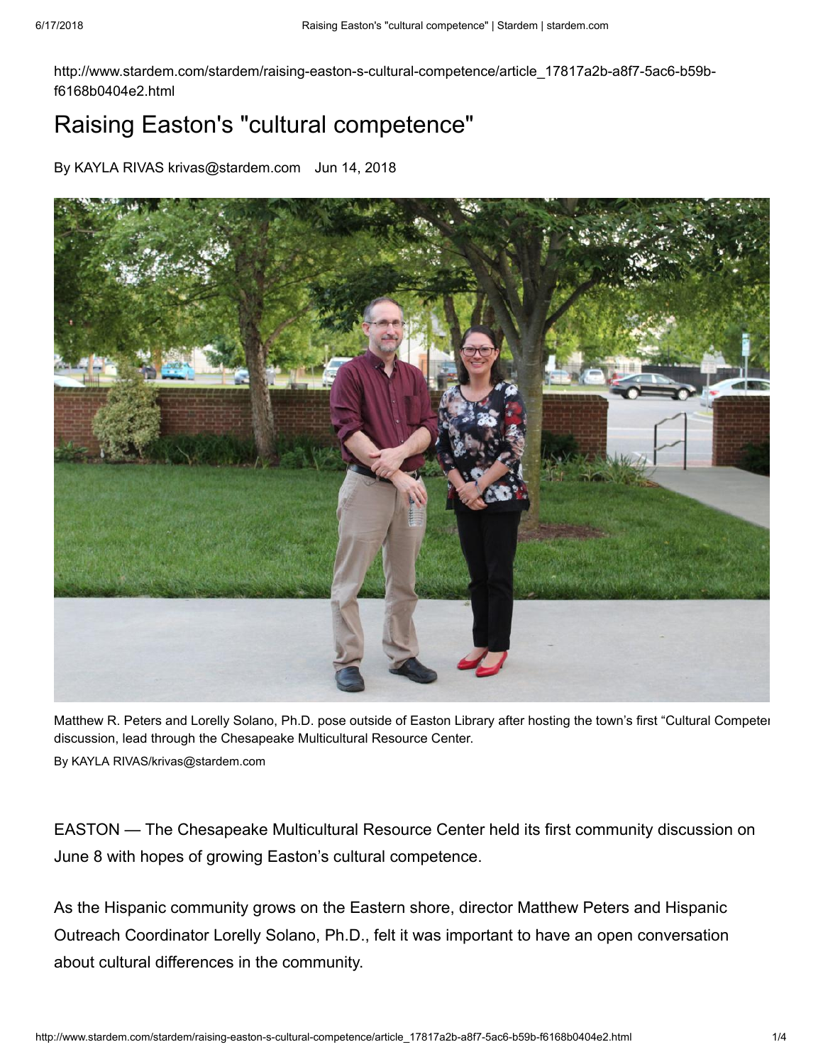http://www.stardem.com/stardem/raising-easton-s-cultural-competence/article_17817a2b-a8f7-5ac6-b59b-f6168b0404e2.html

# Raising Easton's "cultural competence"

By KAYLA RIVAS krivas@stardem.com Jun 14, 2018

Matthew R. Peters and Lorelly Solano, Ph.D. pose outside of Easton Library after hosting the town's first "Cultural Competen discussion, lead through the Chesapeake Multicultural Resource Center.

By KAYLA RIVAS/krivas@stardem.com

EASTON — The Chesapeake Multicultural Resource Center held its first community discussion on June 8 with hopes of growing Easton's cultural competence.

As the Hispanic community grows on the Eastern shore, director Matthew Peters and Hispanic Outreach Coordinator Lorelly Solano, Ph.D., felt it was important to have an open conversation about cultural differences in the community.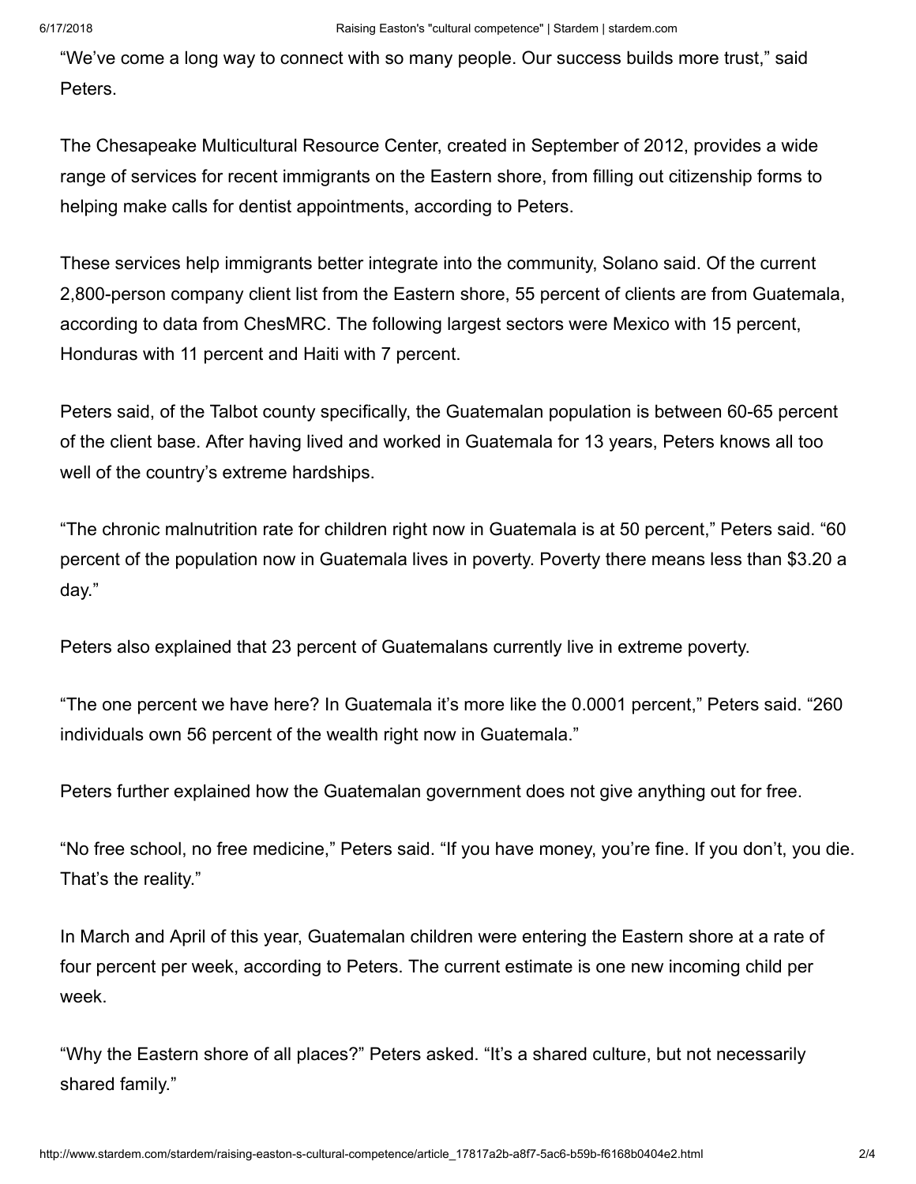"We've come a long way to connect with so many people. Our success builds more trust," said Peters.

The Chesapeake Multicultural Resource Center, created in September of 2012, provides a wide range of services for recent immigrants on the Eastern shore, from filling out citizenship forms to helping make calls for dentist appointments, according to Peters.

These services help immigrants better integrate into the community, Solano said. Of the current 2,800-person company client list from the Eastern shore, 55 percent of clients are from Guatemala, according to data from ChesMRC. The following largest sectors were Mexico with 15 percent, Honduras with 11 percent and Haiti with 7 percent.

Peters said, of the Talbot county specifically, the Guatemalan population is between 60-65 percent of the client base. After having lived and worked in Guatemala for 13 years, Peters knows all too well of the country's extreme hardships.

"The chronic malnutrition rate for children right now in Guatemala is at 50 percent," Peters said. "60 percent of the population now in Guatemala lives in poverty. Poverty there means less than $3.20 a day."

Peters also explained that 23 percent of Guatemalans currently live in extreme poverty.

"The one percent we have here? In Guatemala it's more like the 0.0001 percent," Peters said. "260 individuals own 56 percent of the wealth right now in Guatemala."

Peters further explained how the Guatemalan government does not give anything out for free.

"No free school, no free medicine," Peters said. "If you have money, you're fine. If you don't, you die. That's the reality."

In March and April of this year, Guatemalan children were entering the Eastern shore at a rate of four percent per week, according to Peters. The current estimate is one new incoming child per week.

"Why the Eastern shore of all places?" Peters asked. "It's a shared culture, but not necessarily shared family."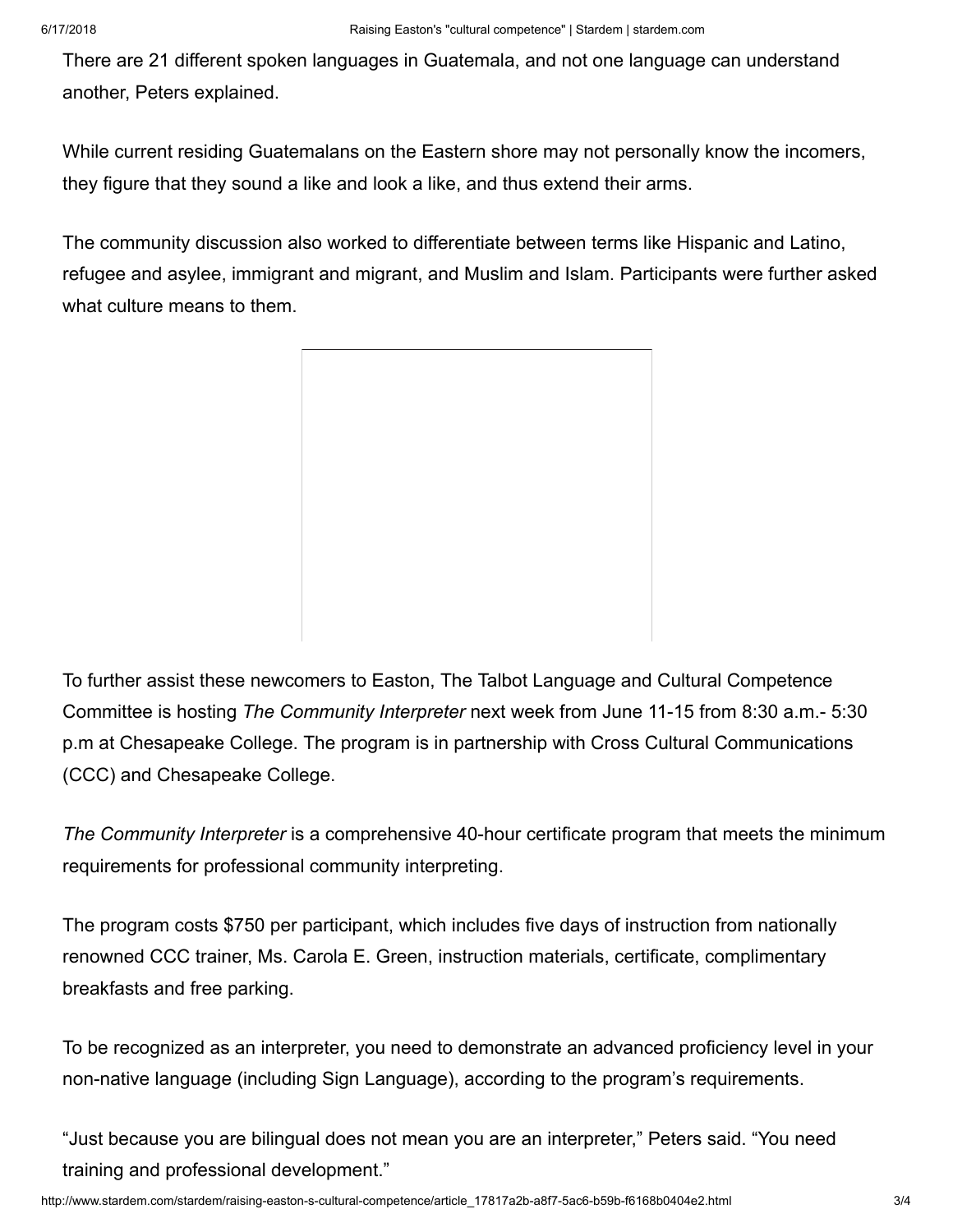There are 21 different spoken languages in Guatemala, and not one language can understand another, Peters explained.

While current residing Guatemalans on the Eastern shore may not personally know the incomers, they figure that they sound a like and look a like, and thus extend their arms.

The community discussion also worked to differentiate between terms like Hispanic and Latino, refugee and asylee, immigrant and migrant, and Muslim and Islam. Participants were further asked what culture means to them.

To further assist these newcomers to Easton, The Talbot Language and Cultural Competence Committee is hosting *The Community Interpreter* next week from June 11-15 from 8:30 a.m.- 5:30 p.m at Chesapeake College. The program is in partnership with Cross Cultural Communications (CCC) and Chesapeake College.

*The Community Interpreter* is a comprehensive 40-hour certificate program that meets the minimum requirements for professional community interpreting.

The program costs $750 per participant, which includes five days of instruction from nationally renowned CCC trainer, Ms. Carola E. Green, instruction materials, certificate, complimentary breakfasts and free parking.

To be recognized as an interpreter, you need to demonstrate an advanced proficiency level in your non-native language (including Sign Language), according to the program's requirements.

"Just because you are bilingual does not mean you are an interpreter," Peters said. "You need training and professional development."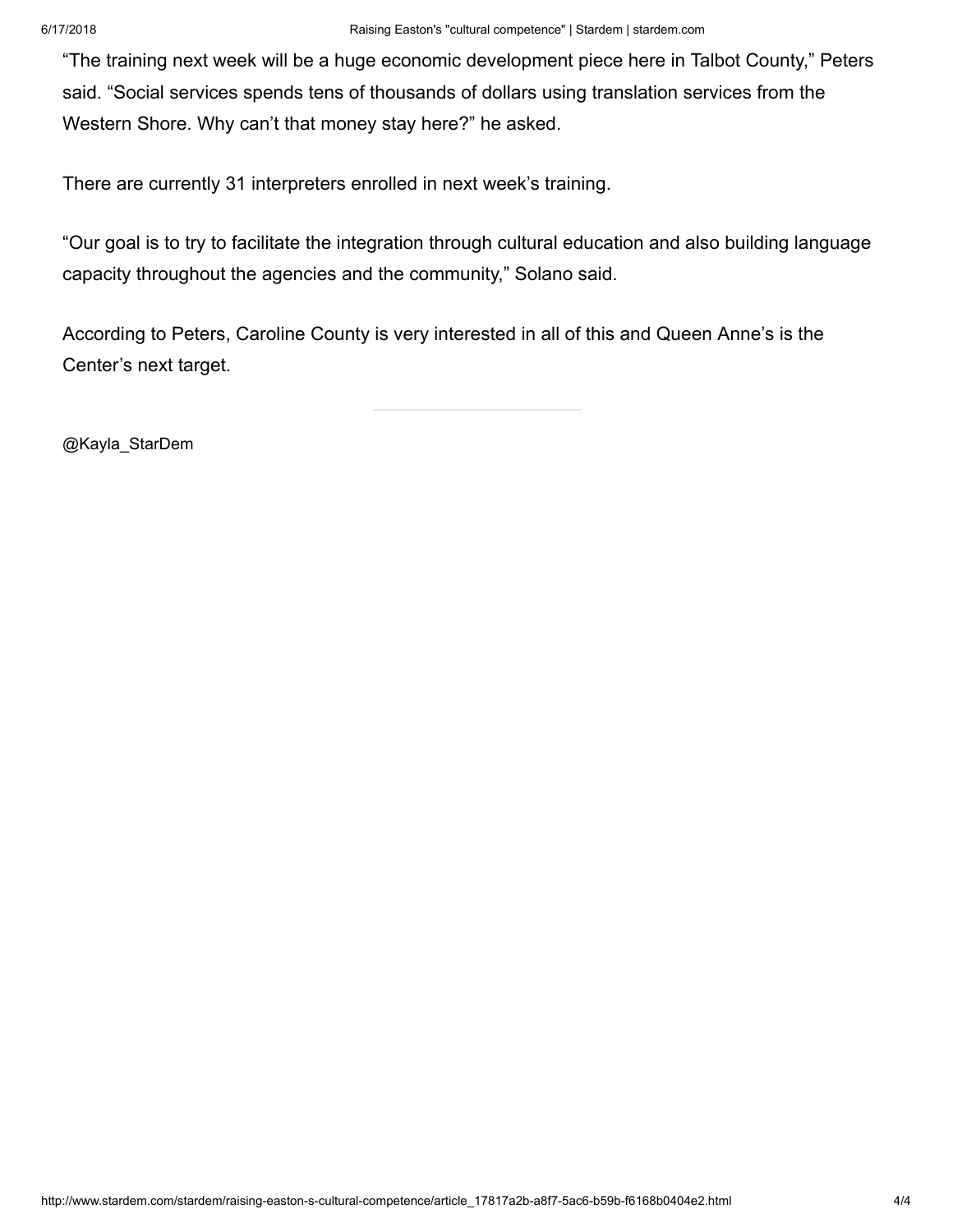"The training next week will be a huge economic development piece here in Talbot County," Peters said. "Social services spends tens of thousands of dollars using translation services from the Western Shore. Why can't that money stay here?" he asked.

There are currently 31 interpreters enrolled in next week's training.

"Our goal is to try to facilitate the integration through cultural education and also building language capacity throughout the agencies and the community," Solano said.

According to Peters, Caroline County is very interested in all of this and Queen Anne's is the Center's next target.

---

@Kayla_StarDem